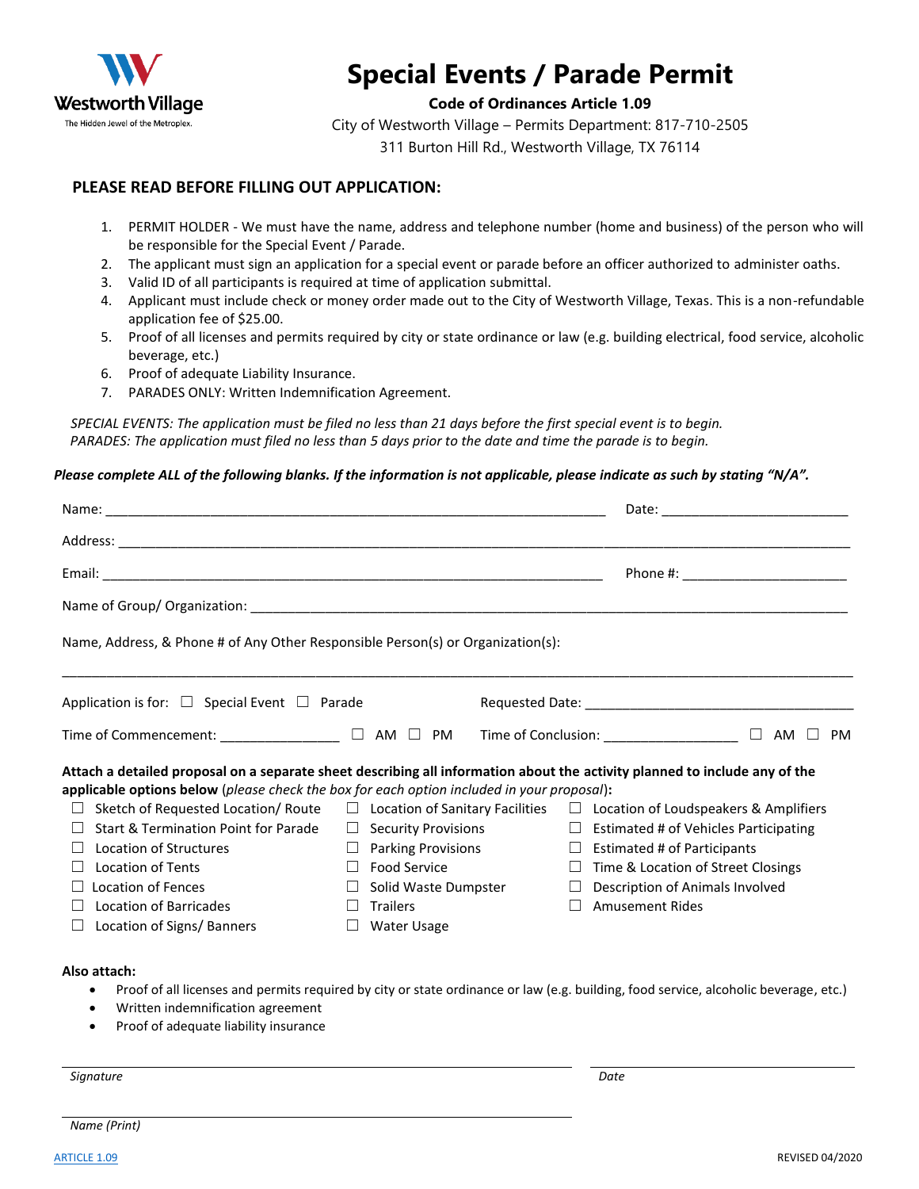Westworth Village
The Hidden Jewel of the Metroplex.

# Special Events / Parade Permit

**Code of Ordinances Article 1.09**

City of Westworth Village – Permits Department: 817-710-2505

311 Burton Hill Rd., Westworth Village, TX 76114

## PLEASE READ BEFORE FILLING OUT APPLICATION:

1. PERMIT HOLDER - We must have the name, address and telephone number (home and business) of the person who will be responsible for the Special Event / Parade.
2. The applicant must sign an application for a special event or parade before an officer authorized to administer oaths.
3. Valid ID of all participants is required at time of application submittal.
4. Applicant must include check or money order made out to the City of Westworth Village, Texas. This is a non-refundable application fee of $25.00.
5. Proof of all licenses and permits required by city or state ordinance or law (e.g. building electrical, food service, alcoholic beverage, etc.)
6. Proof of adequate Liability Insurance.
7. PARADES ONLY: Written Indemnification Agreement.

*SPECIAL EVENTS: The application must be filed no less than 21 days before the first special event is to begin.*
*PARADES: The application must filed no less than 5 days prior to the date and time the parade is to begin.*

***Please complete ALL of the following blanks. If the information is not applicable, please indicate as such by stating "N/A".***

Name: ______________________________ Date: ______________

Address: ____________________________________________

Email: ______________________________ Phone #: ______________

Name of Group/ Organization: ______________________________

Name, Address, & Phone # of Any Other Responsible Person(s) or Organization(s):

____________________________________________

Application is for: ☐ Special Event ☐ Parade     Requested Date: ______________

Time of Commencement: __________ ☐ AM ☐ PM     Time of Conclusion: __________ ☐ AM ☐ PM

**Attach a detailed proposal on a separate sheet describing all information about the activity planned to include any of the applicable options below** (*please check the box for each option included in your proposal*)**:**

- ☐ Sketch of Requested Location/ Route
- ☐ Start & Termination Point for Parade
- ☐ Location of Structures
- ☐ Location of Tents
- ☐ Location of Fences
- ☐ Location of Barricades
- ☐ Location of Signs/ Banners
- ☐ Location of Sanitary Facilities
- ☐ Security Provisions
- ☐ Parking Provisions
- ☐ Food Service
- ☐ Solid Waste Dumpster
- ☐ Trailers
- ☐ Water Usage
- ☐ Location of Loudspeakers & Amplifiers
- ☐ Estimated # of Vehicles Participating
- ☐ Estimated # of Participants
- ☐ Time & Location of Street Closings
- ☐ Description of Animals Involved
- ☐ Amusement Rides

**Also attach:**

- Proof of all licenses and permits required by city or state ordinance or law (e.g. building, food service, alcoholic beverage, etc.)
- Written indemnification agreement
- Proof of adequate liability insurance

______________________________ ______________

*Signature*     *Date*

______________________________

*Name (Print)*

ARTICLE 1.09     REVISED 04/2020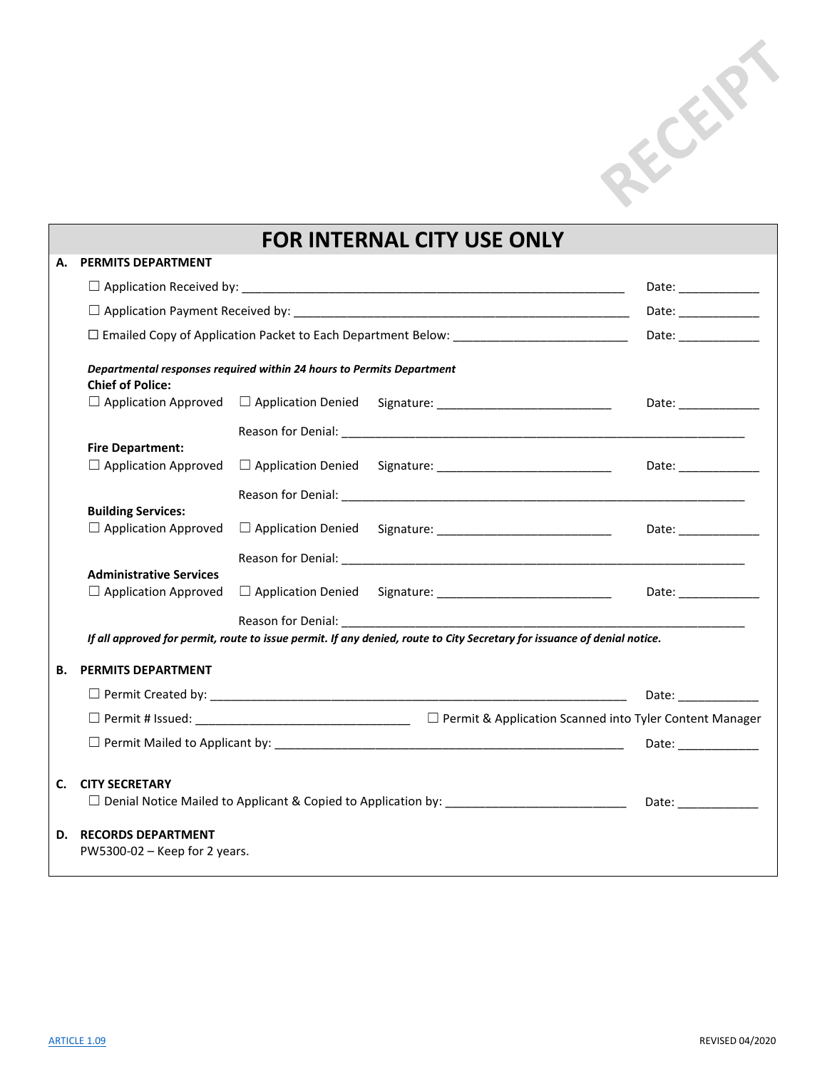RECEIPT

# FOR INTERNAL CITY USE ONLY

**A. PERMITS DEPARTMENT**

☐ Application Received by: ____________________________________________________________ Date: _____________

☐ Application Payment Received by: ______________________________________________________ Date: _____________

☐ Emailed Copy of Application Packet to Each Department Below: ___________________________ Date: _____________

***Departmental responses required within 24 hours to Permits Department***

**Chief of Police:**

☐ Application Approved ☐ Application Denied Signature: ___________________________ Date: _____________

Reason for Denial: ______________________________________________________________

**Fire Department:**

☐ Application Approved ☐ Application Denied Signature: ___________________________ Date: _____________

Reason for Denial: ______________________________________________________________

**Building Services:**

☐ Application Approved ☐ Application Denied Signature: ___________________________ Date: _____________

Reason for Denial: ______________________________________________________________

**Administrative Services**

☐ Application Approved ☐ Application Denied Signature: ___________________________ Date: _____________

Reason for Denial: ______________________________________________________________

***If all approved for permit, route to issue permit. If any denied, route to City Secretary for issuance of denial notice.***

**B. PERMITS DEPARTMENT**

☐ Permit Created by: ______________________________________________________________ Date: _____________

☐ Permit # Issued: __________________________________ ☐ Permit & Application Scanned into Tyler Content Manager

☐ Permit Mailed to Applicant by: ______________________________________________________ Date: _____________

**C. CITY SECRETARY**

☐ Denial Notice Mailed to Applicant & Copied to Application by: ___________________________ Date: _____________

**D. RECORDS DEPARTMENT**

PW5300-02 – Keep for 2 years.

ARTICLE 1.09

REVISED 04/2020